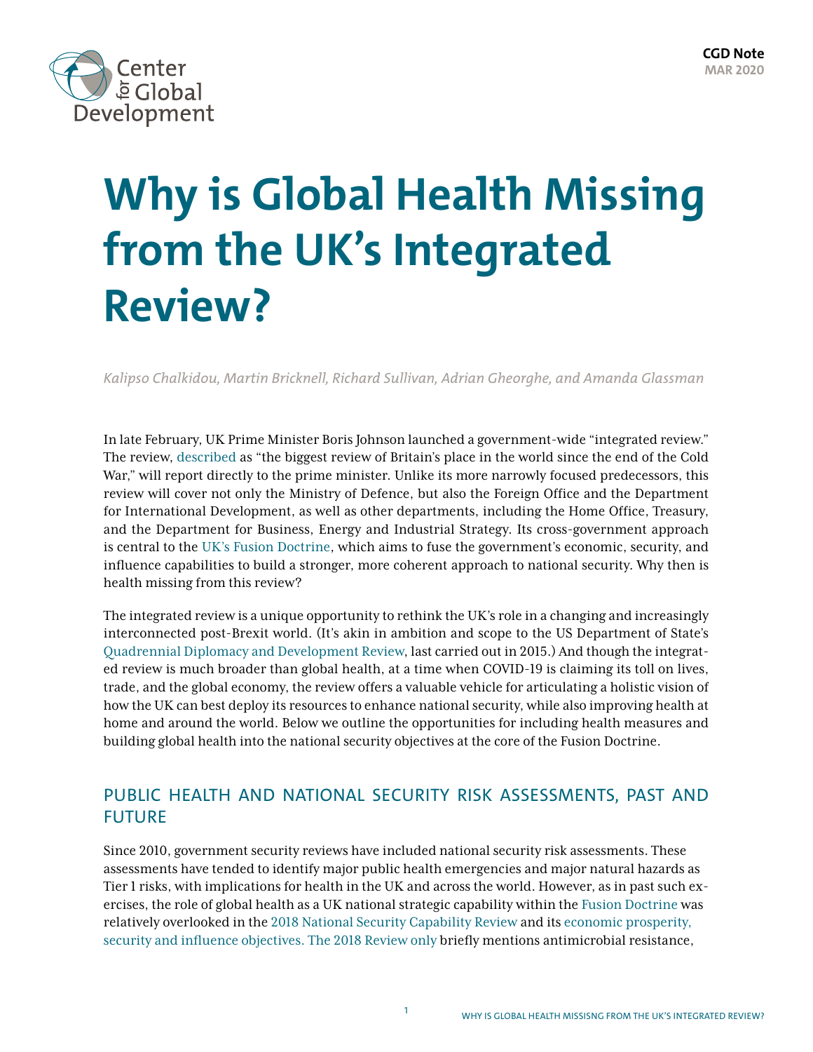CGD Note
MAR 2020

# Why is Global Health Missing from the UK's Integrated Review?

*Kalipso Chalkidou, Martin Bricknell, Richard Sullivan, Adrian Gheorghe, and Amanda Glassman*

In late February, UK Prime Minister Boris Johnson launched a government-wide "integrated review." The review, described as "the biggest review of Britain's place in the world since the end of the Cold War," will report directly to the prime minister. Unlike its more narrowly focused predecessors, this review will cover not only the Ministry of Defence, but also the Foreign Office and the Department for International Development, as well as other departments, including the Home Office, Treasury, and the Department for Business, Energy and Industrial Strategy. Its cross-government approach is central to the UK's Fusion Doctrine, which aims to fuse the government's economic, security, and influence capabilities to build a stronger, more coherent approach to national security. Why then is health missing from this review?

The integrated review is a unique opportunity to rethink the UK's role in a changing and increasingly interconnected post-Brexit world. (It's akin in ambition and scope to the US Department of State's Quadrennial Diplomacy and Development Review, last carried out in 2015.) And though the integrated review is much broader than global health, at a time when COVID-19 is claiming its toll on lives, trade, and the global economy, the review offers a valuable vehicle for articulating a holistic vision of how the UK can best deploy its resources to enhance national security, while also improving health at home and around the world. Below we outline the opportunities for including health measures and building global health into the national security objectives at the core of the Fusion Doctrine.

## PUBLIC HEALTH AND NATIONAL SECURITY RISK ASSESSMENTS, PAST AND FUTURE

Since 2010, government security reviews have included national security risk assessments. These assessments have tended to identify major public health emergencies and major natural hazards as Tier 1 risks, with implications for health in the UK and across the world. However, as in past such exercises, the role of global health as a UK national strategic capability within the Fusion Doctrine was relatively overlooked in the 2018 National Security Capability Review and its economic prosperity, security and influence objectives. The 2018 Review only briefly mentions antimicrobial resistance,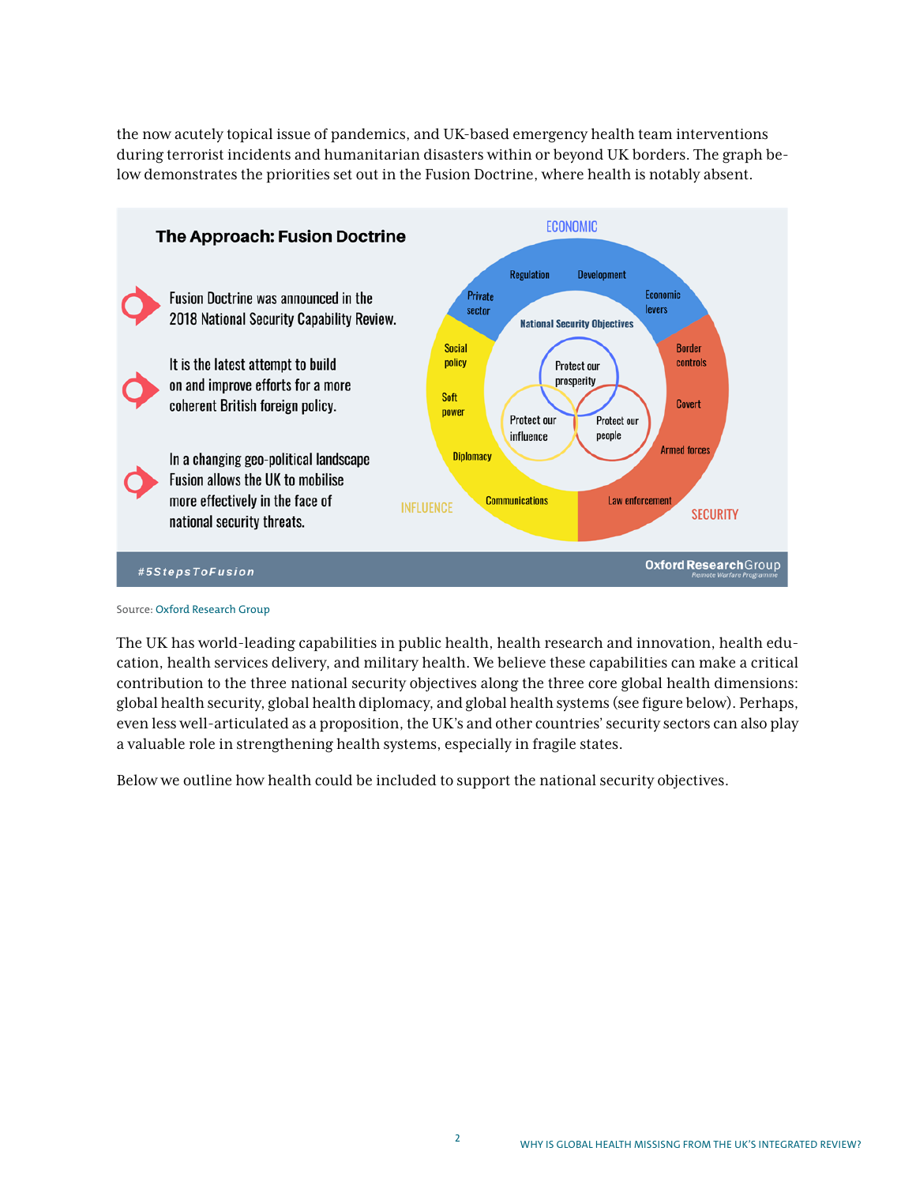the now acutely topical issue of pandemics, and UK-based emergency health team interventions during terrorist incidents and humanitarian disasters within or beyond UK borders. The graph below demonstrates the priorities set out in the Fusion Doctrine, where health is notably absent.

**The Approach: Fusion Doctrine**

- Fusion Doctrine was announced in the 2018 National Security Capability Review.
- It is the latest attempt to build on and improve efforts for a more coherent British foreign policy.
- In a changing geo-political landscape Fusion allows the UK to mobilise more effectively in the face of national security threats.

ECONOMIC: Regulation, Development, Private sector, Economic levers

SECURITY: Border controls, Covert, Armed forces, Law enforcement

INFLUENCE: Social policy, Soft power, Diplomacy, Communications

National Security Objectives: Protect our prosperity, Protect our influence, Protect our people

#5StepsToFusion — Oxford Research Group, Remote Warfare Programme

Source: Oxford Research Group

The UK has world-leading capabilities in public health, health research and innovation, health education, health services delivery, and military health. We believe these capabilities can make a critical contribution to the three national security objectives along the three core global health dimensions: global health security, global health diplomacy, and global health systems (see figure below). Perhaps, even less well-articulated as a proposition, the UK's and other countries' security sectors can also play a valuable role in strengthening health systems, especially in fragile states.

Below we outline how health could be included to support the national security objectives.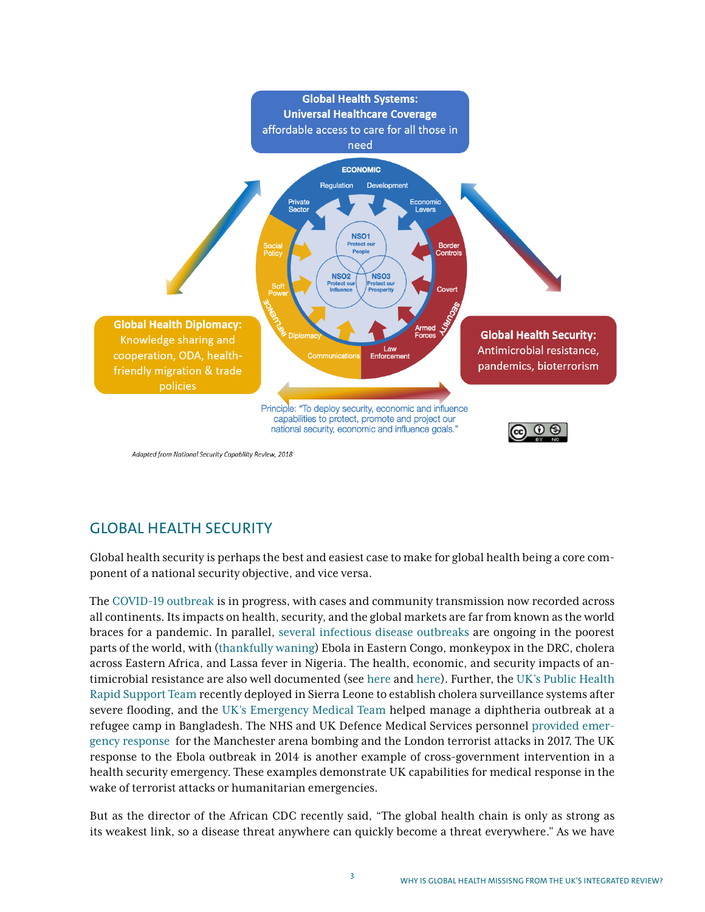Global Health Systems: Universal Healthcare Coverage
affordable access to care for all those in need

Global Health Diplomacy: Knowledge sharing and cooperation, ODA, health-friendly migration & trade policies

Global Health Security: Antimicrobial resistance, pandemics, bioterrorism

Principle: "To deploy security, economic and influence capabilities to protect, promote and project our national security, economic and influence goals."

*Adapted from National Security Capability Review, 2018*

## GLOBAL HEALTH SECURITY

Global health security is perhaps the best and easiest case to make for global health being a core component of a national security objective, and vice versa.

The COVID-19 outbreak is in progress, with cases and community transmission now recorded across all continents. Its impacts on health, security, and the global markets are far from known as the world braces for a pandemic. In parallel, several infectious disease outbreaks are ongoing in the poorest parts of the world, with (thankfully waning) Ebola in Eastern Congo, monkeypox in the DRC, cholera across Eastern Africa, and Lassa fever in Nigeria. The health, economic, and security impacts of antimicrobial resistance are also well documented (see here and here). Further, the UK's Public Health Rapid Support Team recently deployed in Sierra Leone to establish cholera surveillance systems after severe flooding, and the UK's Emergency Medical Team helped manage a diphtheria outbreak at a refugee camp in Bangladesh. The NHS and UK Defence Medical Services personnel provided emergency response for the Manchester arena bombing and the London terrorist attacks in 2017. The UK response to the Ebola outbreak in 2014 is another example of cross-government intervention in a health security emergency. These examples demonstrate UK capabilities for medical response in the wake of terrorist attacks or humanitarian emergencies.

But as the director of the African CDC recently said, "The global health chain is only as strong as its weakest link, so a disease threat anywhere can quickly become a threat everywhere." As we have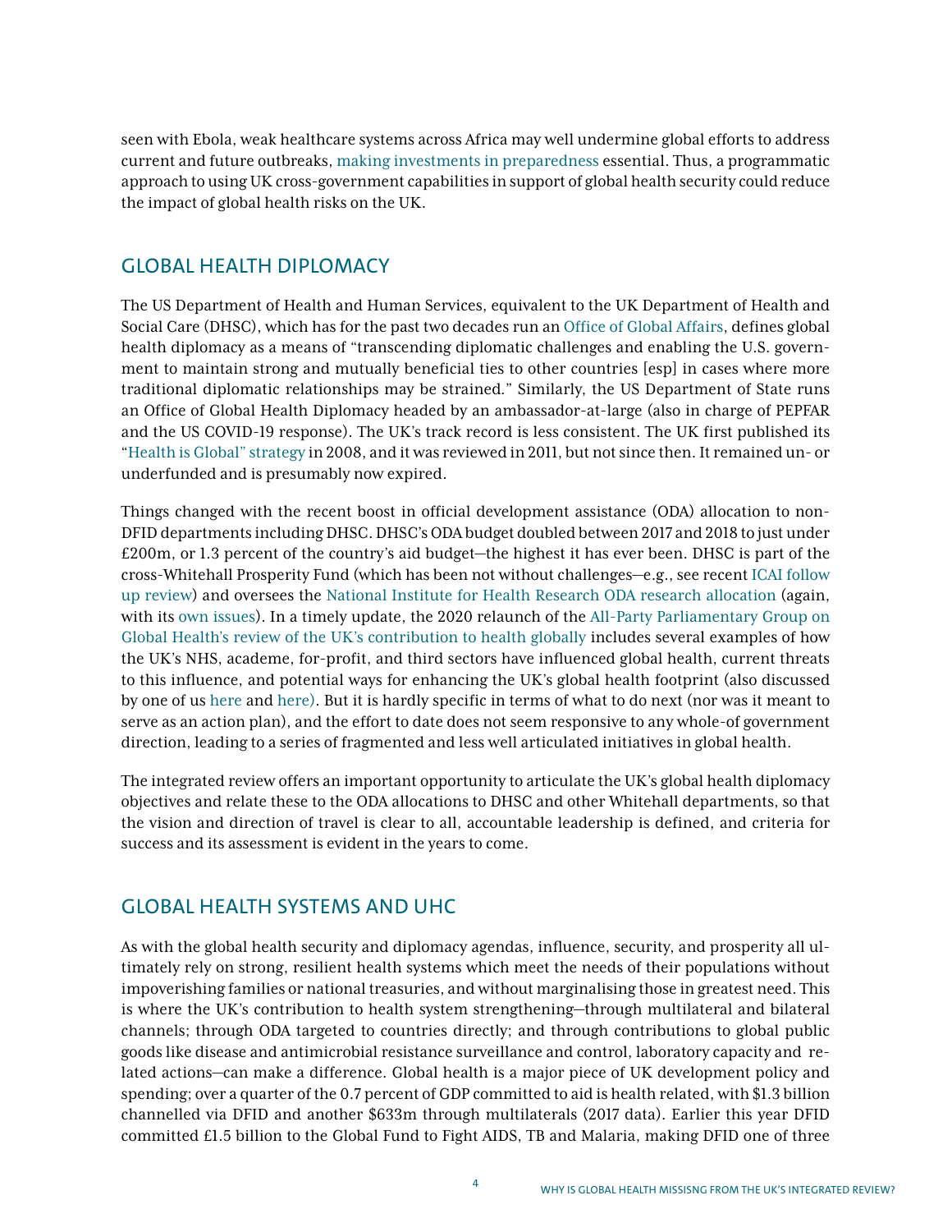seen with Ebola, weak healthcare systems across Africa may well undermine global efforts to address current and future outbreaks, making investments in preparedness essential. Thus, a programmatic approach to using UK cross-government capabilities in support of global health security could reduce the impact of global health risks on the UK.

## GLOBAL HEALTH DIPLOMACY

The US Department of Health and Human Services, equivalent to the UK Department of Health and Social Care (DHSC), which has for the past two decades run an Office of Global Affairs, defines global health diplomacy as a means of "transcending diplomatic challenges and enabling the U.S. government to maintain strong and mutually beneficial ties to other countries [esp] in cases where more traditional diplomatic relationships may be strained." Similarly, the US Department of State runs an Office of Global Health Diplomacy headed by an ambassador-at-large (also in charge of PEPFAR and the US COVID-19 response). The UK's track record is less consistent. The UK first published its "Health is Global" strategy in 2008, and it was reviewed in 2011, but not since then. It remained un- or underfunded and is presumably now expired.

Things changed with the recent boost in official development assistance (ODA) allocation to non-DFID departments including DHSC. DHSC's ODA budget doubled between 2017 and 2018 to just under £200m, or 1.3 percent of the country's aid budget—the highest it has ever been. DHSC is part of the cross-Whitehall Prosperity Fund (which has been not without challenges—e.g., see recent ICAI follow up review) and oversees the National Institute for Health Research ODA research allocation (again, with its own issues). In a timely update, the 2020 relaunch of the All-Party Parliamentary Group on Global Health's review of the UK's contribution to health globally includes several examples of how the UK's NHS, academe, for-profit, and third sectors have influenced global health, current threats to this influence, and potential ways for enhancing the UK's global health footprint (also discussed by one of us here and here). But it is hardly specific in terms of what to do next (nor was it meant to serve as an action plan), and the effort to date does not seem responsive to any whole-of government direction, leading to a series of fragmented and less well articulated initiatives in global health.

The integrated review offers an important opportunity to articulate the UK's global health diplomacy objectives and relate these to the ODA allocations to DHSC and other Whitehall departments, so that the vision and direction of travel is clear to all, accountable leadership is defined, and criteria for success and its assessment is evident in the years to come.

## GLOBAL HEALTH SYSTEMS AND UHC

As with the global health security and diplomacy agendas, influence, security, and prosperity all ultimately rely on strong, resilient health systems which meet the needs of their populations without impoverishing families or national treasuries, and without marginalising those in greatest need. This is where the UK's contribution to health system strengthening—through multilateral and bilateral channels; through ODA targeted to countries directly; and through contributions to global public goods like disease and antimicrobial resistance surveillance and control, laboratory capacity and related actions—can make a difference. Global health is a major piece of UK development policy and spending; over a quarter of the 0.7 percent of GDP committed to aid is health related, with $1.3 billion channelled via DFID and another $633m through multilaterals (2017 data). Earlier this year DFID committed £1.5 billion to the Global Fund to Fight AIDS, TB and Malaria, making DFID one of three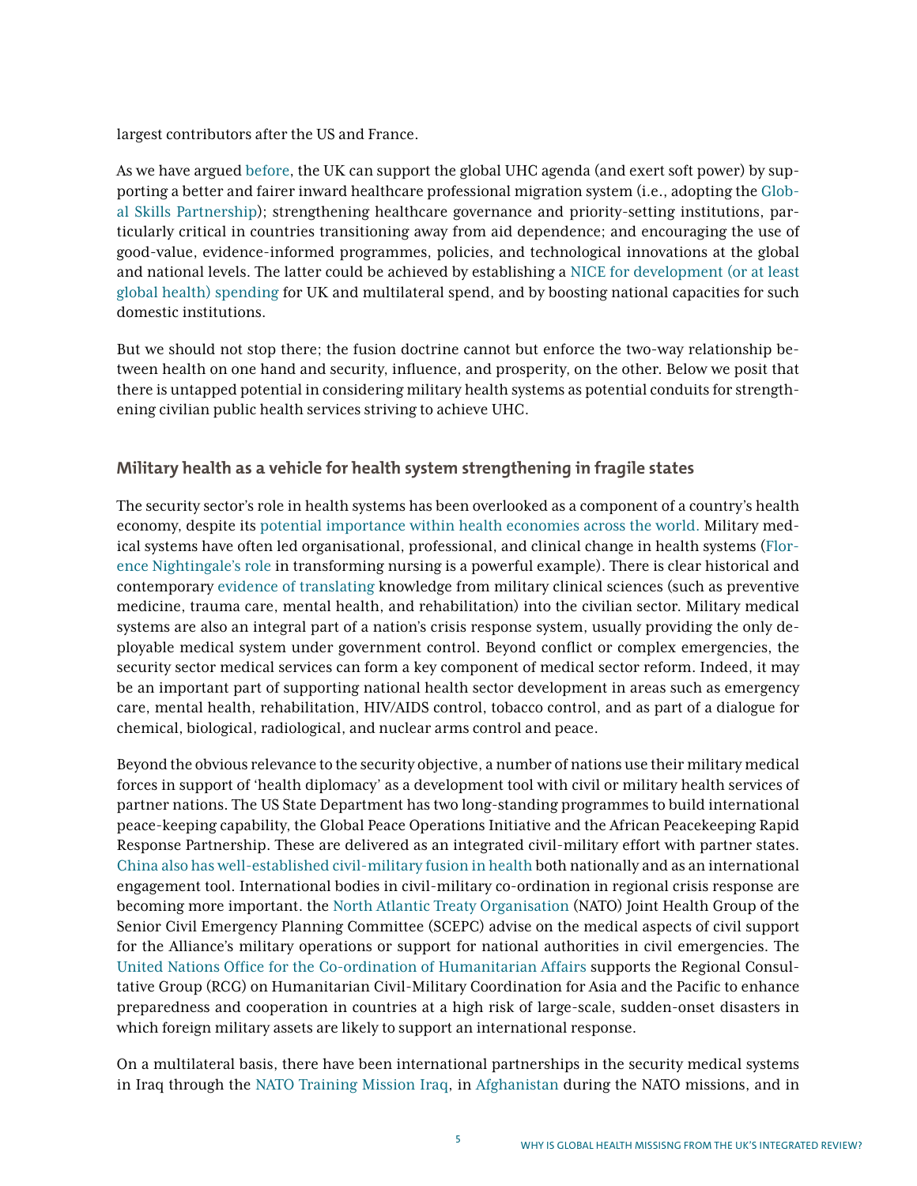largest contributors after the US and France.

As we have argued before, the UK can support the global UHC agenda (and exert soft power) by supporting a better and fairer inward healthcare professional migration system (i.e., adopting the Global Skills Partnership); strengthening healthcare governance and priority-setting institutions, particularly critical in countries transitioning away from aid dependence; and encouraging the use of good-value, evidence-informed programmes, policies, and technological innovations at the global and national levels. The latter could be achieved by establishing a NICE for development (or at least global health) spending for UK and multilateral spend, and by boosting national capacities for such domestic institutions.

But we should not stop there; the fusion doctrine cannot but enforce the two-way relationship between health on one hand and security, influence, and prosperity, on the other. Below we posit that there is untapped potential in considering military health systems as potential conduits for strengthening civilian public health services striving to achieve UHC.

## Military health as a vehicle for health system strengthening in fragile states

The security sector's role in health systems has been overlooked as a component of a country's health economy, despite its potential importance within health economies across the world. Military medical systems have often led organisational, professional, and clinical change in health systems (Florence Nightingale's role in transforming nursing is a powerful example). There is clear historical and contemporary evidence of translating knowledge from military clinical sciences (such as preventive medicine, trauma care, mental health, and rehabilitation) into the civilian sector. Military medical systems are also an integral part of a nation's crisis response system, usually providing the only deployable medical system under government control. Beyond conflict or complex emergencies, the security sector medical services can form a key component of medical sector reform. Indeed, it may be an important part of supporting national health sector development in areas such as emergency care, mental health, rehabilitation, HIV/AIDS control, tobacco control, and as part of a dialogue for chemical, biological, radiological, and nuclear arms control and peace.

Beyond the obvious relevance to the security objective, a number of nations use their military medical forces in support of 'health diplomacy' as a development tool with civil or military health services of partner nations. The US State Department has two long-standing programmes to build international peace-keeping capability, the Global Peace Operations Initiative and the African Peacekeeping Rapid Response Partnership. These are delivered as an integrated civil-military effort with partner states. China also has well-established civil-military fusion in health both nationally and as an international engagement tool. International bodies in civil-military co-ordination in regional crisis response are becoming more important. the North Atlantic Treaty Organisation (NATO) Joint Health Group of the Senior Civil Emergency Planning Committee (SCEPC) advise on the medical aspects of civil support for the Alliance's military operations or support for national authorities in civil emergencies. The United Nations Office for the Co-ordination of Humanitarian Affairs supports the Regional Consultative Group (RCG) on Humanitarian Civil-Military Coordination for Asia and the Pacific to enhance preparedness and cooperation in countries at a high risk of large-scale, sudden-onset disasters in which foreign military assets are likely to support an international response.

On a multilateral basis, there have been international partnerships in the security medical systems in Iraq through the NATO Training Mission Iraq, in Afghanistan during the NATO missions, and in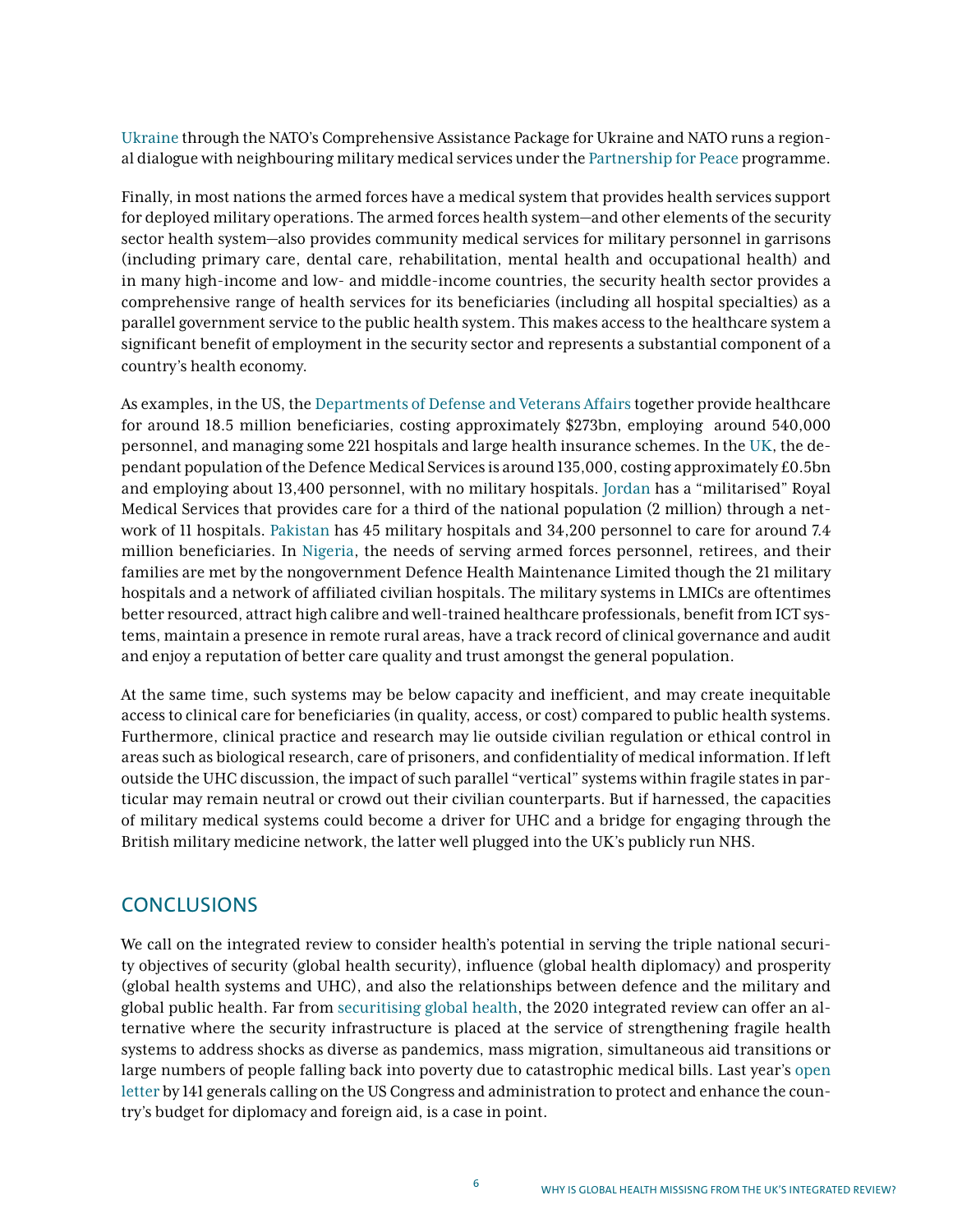Ukraine through the NATO's Comprehensive Assistance Package for Ukraine and NATO runs a regional dialogue with neighbouring military medical services under the Partnership for Peace programme.

Finally, in most nations the armed forces have a medical system that provides health services support for deployed military operations. The armed forces health system—and other elements of the security sector health system—also provides community medical services for military personnel in garrisons (including primary care, dental care, rehabilitation, mental health and occupational health) and in many high-income and low- and middle-income countries, the security health sector provides a comprehensive range of health services for its beneficiaries (including all hospital specialties) as a parallel government service to the public health system. This makes access to the healthcare system a significant benefit of employment in the security sector and represents a substantial component of a country's health economy.

As examples, in the US, the Departments of Defense and Veterans Affairs together provide healthcare for around 18.5 million beneficiaries, costing approximately $273bn, employing around 540,000 personnel, and managing some 221 hospitals and large health insurance schemes. In the UK, the dependant population of the Defence Medical Services is around 135,000, costing approximately £0.5bn and employing about 13,400 personnel, with no military hospitals. Jordan has a "militarised" Royal Medical Services that provides care for a third of the national population (2 million) through a network of 11 hospitals. Pakistan has 45 military hospitals and 34,200 personnel to care for around 7.4 million beneficiaries. In Nigeria, the needs of serving armed forces personnel, retirees, and their families are met by the nongovernment Defence Health Maintenance Limited though the 21 military hospitals and a network of affiliated civilian hospitals. The military systems in LMICs are oftentimes better resourced, attract high calibre and well-trained healthcare professionals, benefit from ICT systems, maintain a presence in remote rural areas, have a track record of clinical governance and audit and enjoy a reputation of better care quality and trust amongst the general population.

At the same time, such systems may be below capacity and inefficient, and may create inequitable access to clinical care for beneficiaries (in quality, access, or cost) compared to public health systems. Furthermore, clinical practice and research may lie outside civilian regulation or ethical control in areas such as biological research, care of prisoners, and confidentiality of medical information. If left outside the UHC discussion, the impact of such parallel "vertical" systems within fragile states in particular may remain neutral or crowd out their civilian counterparts. But if harnessed, the capacities of military medical systems could become a driver for UHC and a bridge for engaging through the British military medicine network, the latter well plugged into the UK's publicly run NHS.

## CONCLUSIONS

We call on the integrated review to consider health's potential in serving the triple national security objectives of security (global health security), influence (global health diplomacy) and prosperity (global health systems and UHC), and also the relationships between defence and the military and global public health. Far from securitising global health, the 2020 integrated review can offer an alternative where the security infrastructure is placed at the service of strengthening fragile health systems to address shocks as diverse as pandemics, mass migration, simultaneous aid transitions or large numbers of people falling back into poverty due to catastrophic medical bills. Last year's open letter by 141 generals calling on the US Congress and administration to protect and enhance the country's budget for diplomacy and foreign aid, is a case in point.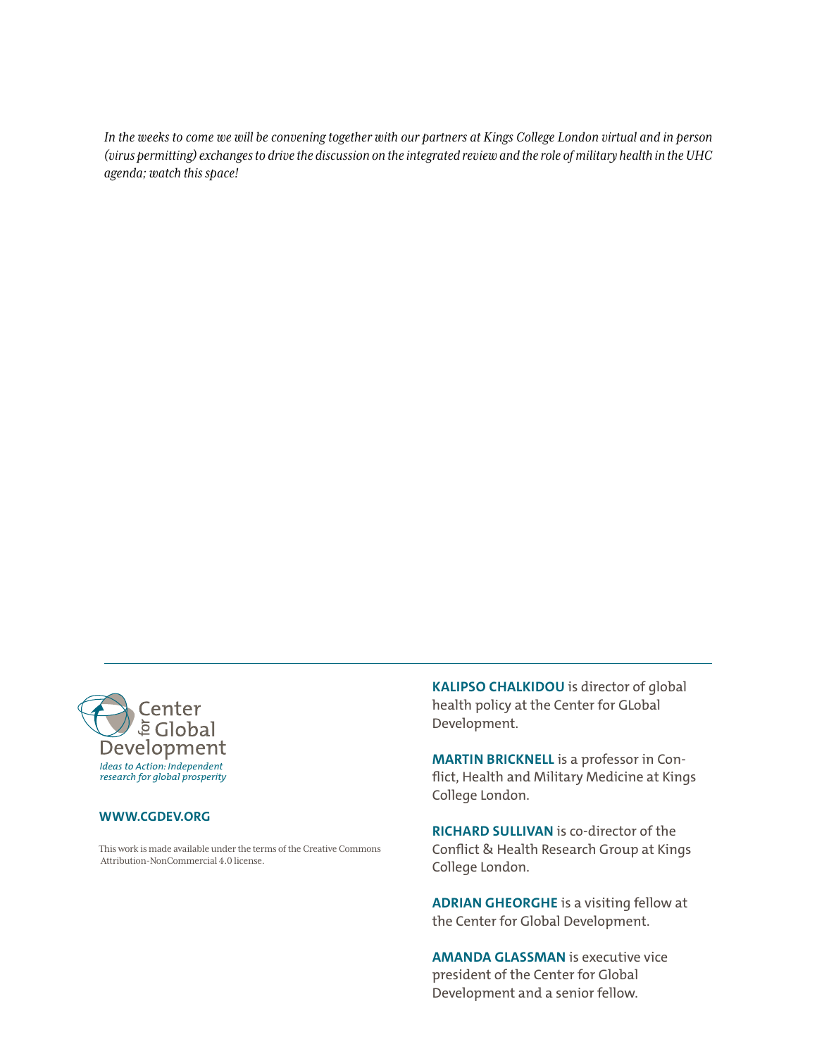*In the weeks to come we will be convening together with our partners at Kings College London virtual and in person (virus permitting) exchanges to drive the discussion on the integrated review and the role of military health in the UHC agenda; watch this space!*

---

Center for Global Development

*Ideas to Action: Independent research for global prosperity*

**WWW.CGDEV.ORG**

This work is made available under the terms of the Creative Commons Attribution-NonCommercial 4.0 license.

**KALIPSO CHALKIDOU** is director of global health policy at the Center for GLobal Development.

**MARTIN BRICKNELL** is a professor in Conflict, Health and Military Medicine at Kings College London.

**RICHARD SULLIVAN** is co-director of the Conflict & Health Research Group at Kings College London.

**ADRIAN GHEORGHE** is a visiting fellow at the Center for Global Development.

**AMANDA GLASSMAN** is executive vice president of the Center for Global Development and a senior fellow.